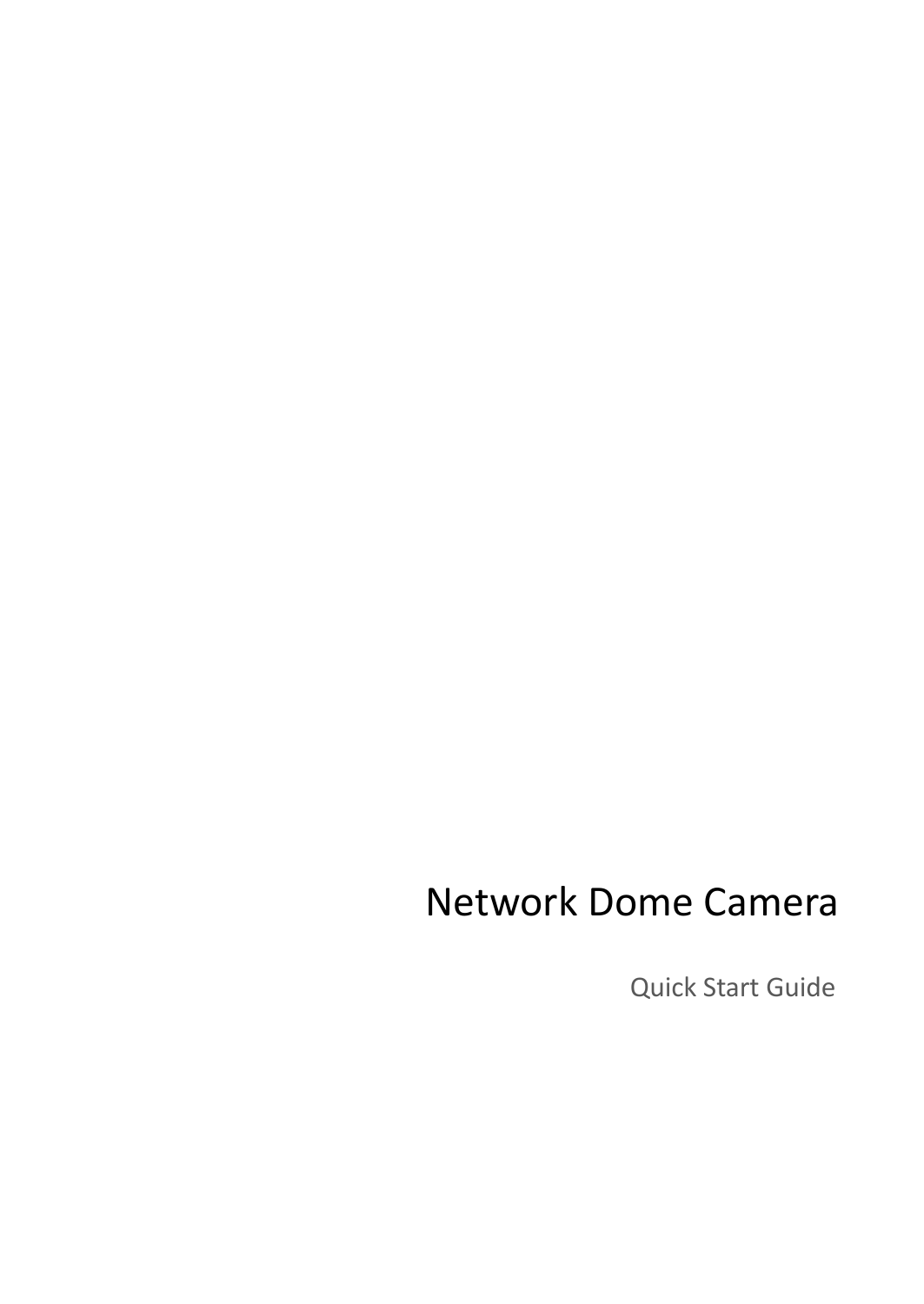# Network Dome Camera

Quick Start Guide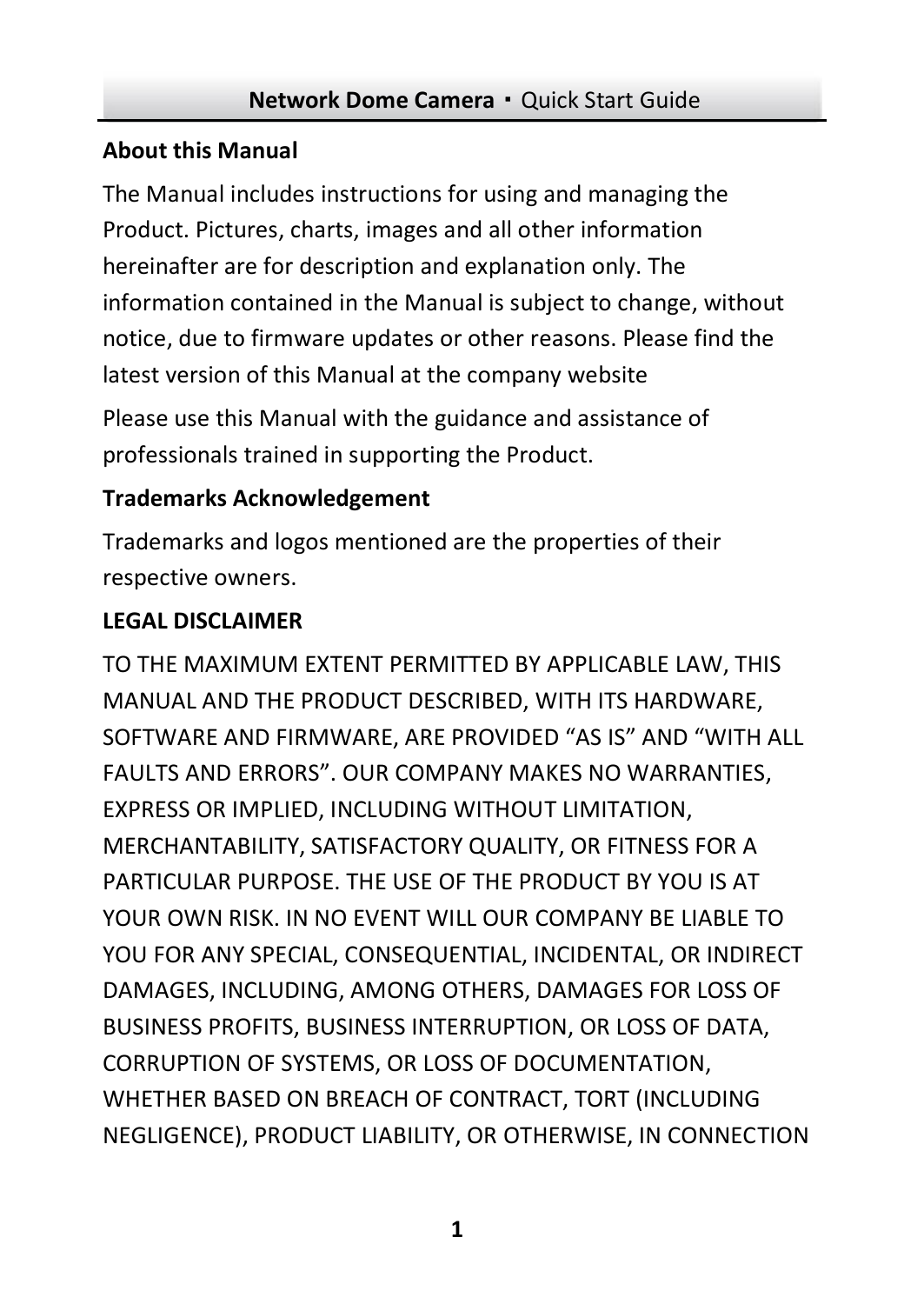**About this Manual**

The Manual includes instructions for using and managing the Product. Pictures, charts, images and all other information hereinafter are for description and explanation only. The information contained in the Manual is subject to change, without notice, due to firmware updates or other reasons. Please find the latest version of this Manual at the company website

Please use this Manual with the guidance and assistance of professionals trained in supporting the Product.

**Trademarks Acknowledgement**

Trademarks and logos mentioned are the properties of their respective owners.

**LEGAL DISCLAIMER**

TO THE MAXIMUM EXTENT PERMITTED BY APPLICABLE LAW, THIS MANUAL AND THE PRODUCT DESCRIBED, WITH ITS HARDWARE, SOFTWARE AND FIRMWARE, ARE PROVIDED "AS IS" AND "WITH ALL FAULTS AND ERRORS". OUR COMPANY MAKES NO WARRANTIES, EXPRESS OR IMPLIED, INCLUDING WITHOUT LIMITATION, MERCHANTABILITY, SATISFACTORY QUALITY, OR FITNESS FOR A PARTICULAR PURPOSE. THE USE OF THE PRODUCT BY YOU IS AT YOUR OWN RISK. IN NO EVENT WILL OUR COMPANY BE LIABLE TO YOU FOR ANY SPECIAL, CONSEQUENTIAL, INCIDENTAL, OR INDIRECT DAMAGES, INCLUDING, AMONG OTHERS, DAMAGES FOR LOSS OF BUSINESS PROFITS, BUSINESS INTERRUPTION, OR LOSS OF DATA, CORRUPTION OF SYSTEMS, OR LOSS OF DOCUMENTATION, WHETHER BASED ON BREACH OF CONTRACT, TORT (INCLUDING NEGLIGENCE), PRODUCT LIABILITY, OR OTHERWISE, IN CONNECTION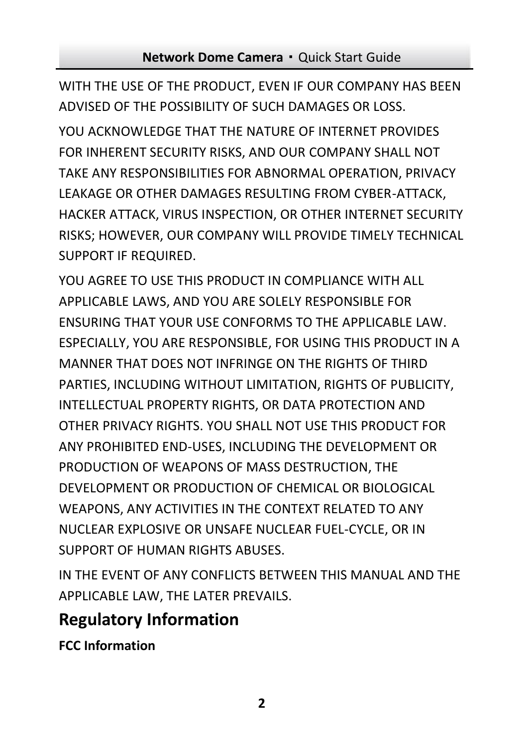WITH THE USE OF THE PRODUCT, EVEN IF OUR COMPANY HAS BEEN ADVISED OF THE POSSIBILITY OF SUCH DAMAGES OR LOSS.

YOU ACKNOWLEDGE THAT THE NATURE OF INTERNET PROVIDES FOR INHERENT SECURITY RISKS, AND OUR COMPANY SHALL NOT TAKE ANY RESPONSIBILITIES FOR ABNORMAL OPERATION, PRIVACY LEAKAGE OR OTHER DAMAGES RESULTING FROM CYBER-ATTACK, HACKER ATTACK, VIRUS INSPECTION, OR OTHER INTERNET SECURITY RISKS; HOWEVER, OUR COMPANY WILL PROVIDE TIMELY TECHNICAL SUPPORT IF REQUIRED.

YOU AGREE TO USE THIS PRODUCT IN COMPLIANCE WITH ALL APPLICABLE LAWS, AND YOU ARE SOLELY RESPONSIBLE FOR ENSURING THAT YOUR USE CONFORMS TO THE APPLICABLE LAW. ESPECIALLY, YOU ARE RESPONSIBLE, FOR USING THIS PRODUCT IN A MANNER THAT DOES NOT INFRINGE ON THE RIGHTS OF THIRD PARTIES, INCLUDING WITHOUT LIMITATION, RIGHTS OF PUBLICITY, INTELLECTUAL PROPERTY RIGHTS, OR DATA PROTECTION AND OTHER PRIVACY RIGHTS. YOU SHALL NOT USE THIS PRODUCT FOR ANY PROHIBITED END-USES, INCLUDING THE DEVELOPMENT OR PRODUCTION OF WEAPONS OF MASS DESTRUCTION, THE DEVELOPMENT OR PRODUCTION OF CHEMICAL OR BIOLOGICAL WEAPONS, ANY ACTIVITIES IN THE CONTEXT RELATED TO ANY NUCLEAR EXPLOSIVE OR UNSAFE NUCLEAR FUEL-CYCLE, OR IN SUPPORT OF HUMAN RIGHTS ABUSES.

IN THE EVENT OF ANY CONFLICTS BETWEEN THIS MANUAL AND THE APPLICABLE LAW, THE LATER PREVAILS.

## Regulatory Information

**FCC Information**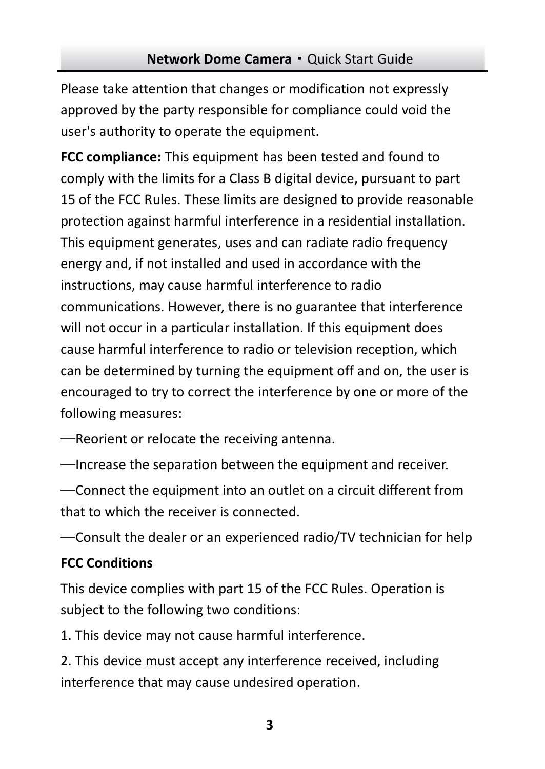Please take attention that changes or modification not expressly approved by the party responsible for compliance could void the user's authority to operate the equipment.

**FCC compliance:** This equipment has been tested and found to comply with the limits for a Class B digital device, pursuant to part 15 of the FCC Rules. These limits are designed to provide reasonable protection against harmful interference in a residential installation. This equipment generates, uses and can radiate radio frequency energy and, if not installed and used in accordance with the instructions, may cause harmful interference to radio communications. However, there is no guarantee that interference will not occur in a particular installation. If this equipment does cause harmful interference to radio or television reception, which can be determined by turning the equipment off and on, the user is encouraged to try to correct the interference by one or more of the following measures:

—Reorient or relocate the receiving antenna.

—Increase the separation between the equipment and receiver.

—Connect the equipment into an outlet on a circuit different from that to which the receiver is connected.

—Consult the dealer or an experienced radio/TV technician for help

**FCC Conditions**

This device complies with part 15 of the FCC Rules. Operation is subject to the following two conditions:

1. This device may not cause harmful interference.

2. This device must accept any interference received, including interference that may cause undesired operation.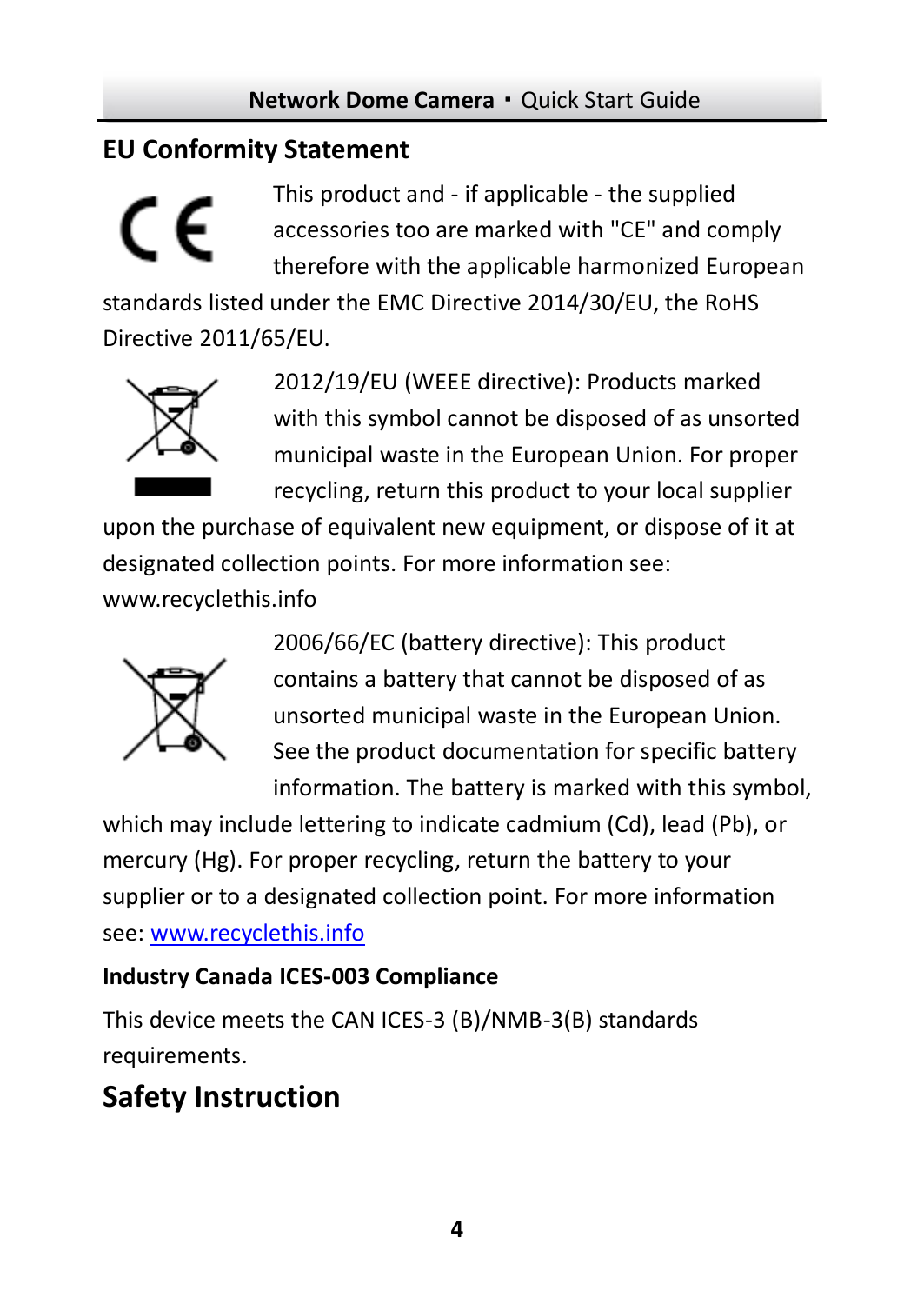## EU Conformity Statement

This product and - if applicable - the supplied accessories too are marked with "CE" and comply therefore with the applicable harmonized European standards listed under the EMC Directive 2014/30/EU, the RoHS Directive 2011/65/EU.

2012/19/EU (WEEE directive): Products marked with this symbol cannot be disposed of as unsorted municipal waste in the European Union. For proper recycling, return this product to your local supplier upon the purchase of equivalent new equipment, or dispose of it at designated collection points. For more information see: www.recyclethis.info

2006/66/EC (battery directive): This product contains a battery that cannot be disposed of as unsorted municipal waste in the European Union. See the product documentation for specific battery information. The battery is marked with this symbol, which may include lettering to indicate cadmium (Cd), lead (Pb), or mercury (Hg). For proper recycling, return the battery to your supplier or to a designated collection point. For more information see: www.recyclethis.info

### Industry Canada ICES-003 Compliance

This device meets the CAN ICES-3 (B)/NMB-3(B) standards requirements.

# Safety Instruction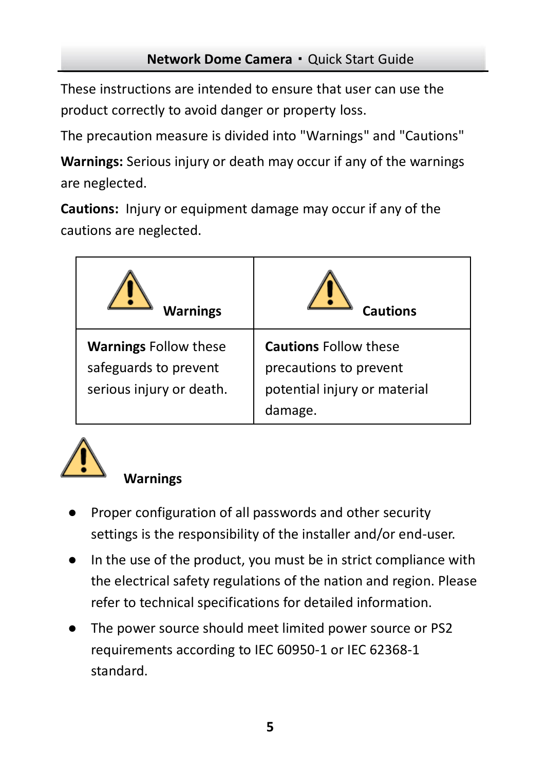These instructions are intended to ensure that user can use the product correctly to avoid danger or property loss.

The precaution measure is divided into "Warnings" and "Cautions"

**Warnings:** Serious injury or death may occur if any of the warnings are neglected.

**Cautions:** Injury or equipment damage may occur if any of the cautions are neglected.

| **Warnings** | **Cautions** |
| --- | --- |
| **Warnings** Follow these safeguards to prevent serious injury or death. | **Cautions** Follow these precautions to prevent potential injury or material damage. |

**Warnings**

- Proper configuration of all passwords and other security settings is the responsibility of the installer and/or end-user.
- In the use of the product, you must be in strict compliance with the electrical safety regulations of the nation and region. Please refer to technical specifications for detailed information.
- The power source should meet limited power source or PS2 requirements according to IEC 60950-1 or IEC 62368-1 standard.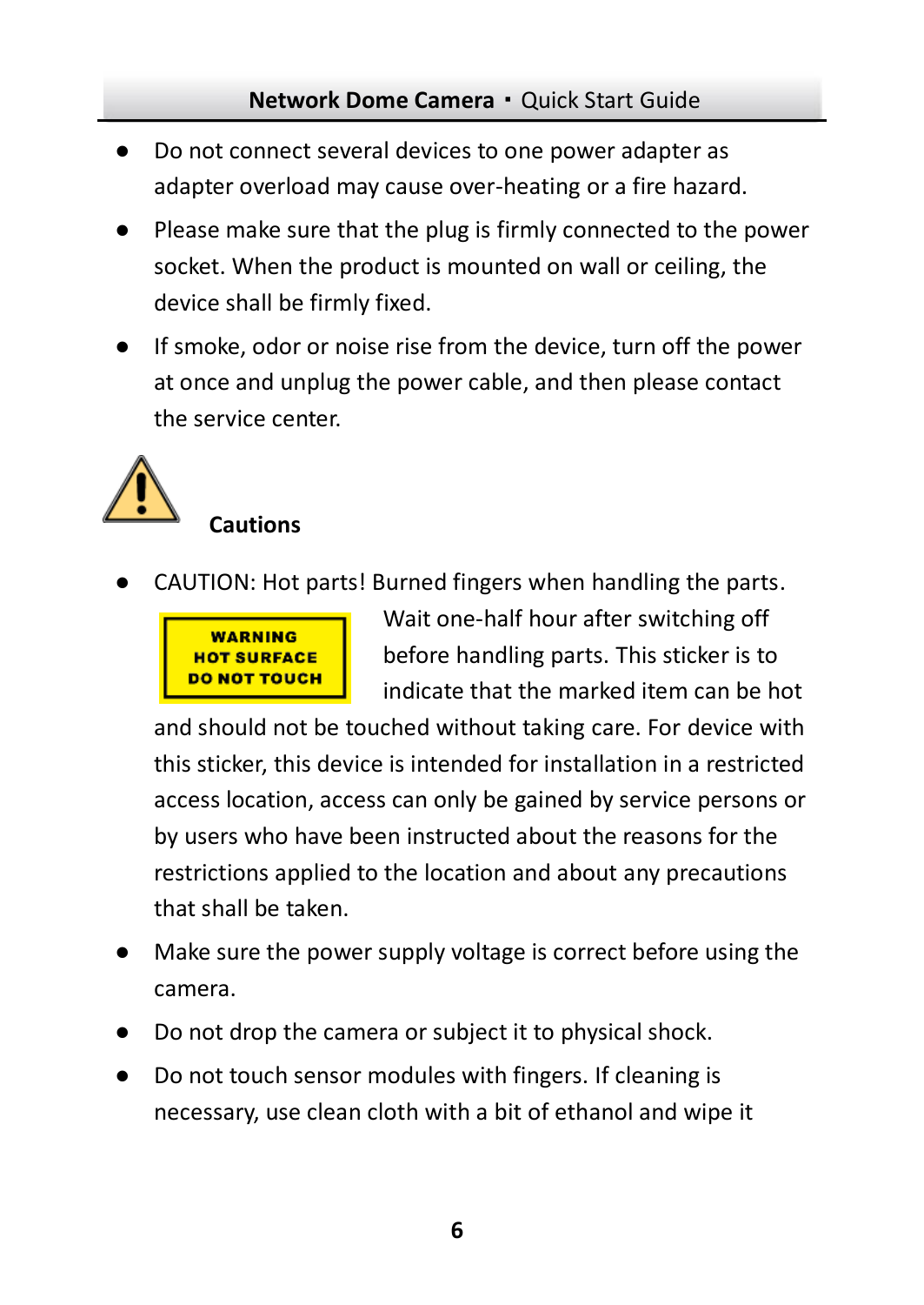- Do not connect several devices to one power adapter as adapter overload may cause over-heating or a fire hazard.
- Please make sure that the plug is firmly connected to the power socket. When the product is mounted on wall or ceiling, the device shall be firmly fixed.
- If smoke, odor or noise rise from the device, turn off the power at once and unplug the power cable, and then please contact the service center.

### Cautions

- CAUTION: Hot parts! Burned fingers when handling the parts.

  **WARNING**
  **HOT SURFACE**
  **DO NOT TOUCH**

  Wait one-half hour after switching off before handling parts. This sticker is to indicate that the marked item can be hot and should not be touched without taking care. For device with this sticker, this device is intended for installation in a restricted access location, access can only be gained by service persons or by users who have been instructed about the reasons for the restrictions applied to the location and about any precautions that shall be taken.
- Make sure the power supply voltage is correct before using the camera.
- Do not drop the camera or subject it to physical shock.
- Do not touch sensor modules with fingers. If cleaning is necessary, use clean cloth with a bit of ethanol and wipe it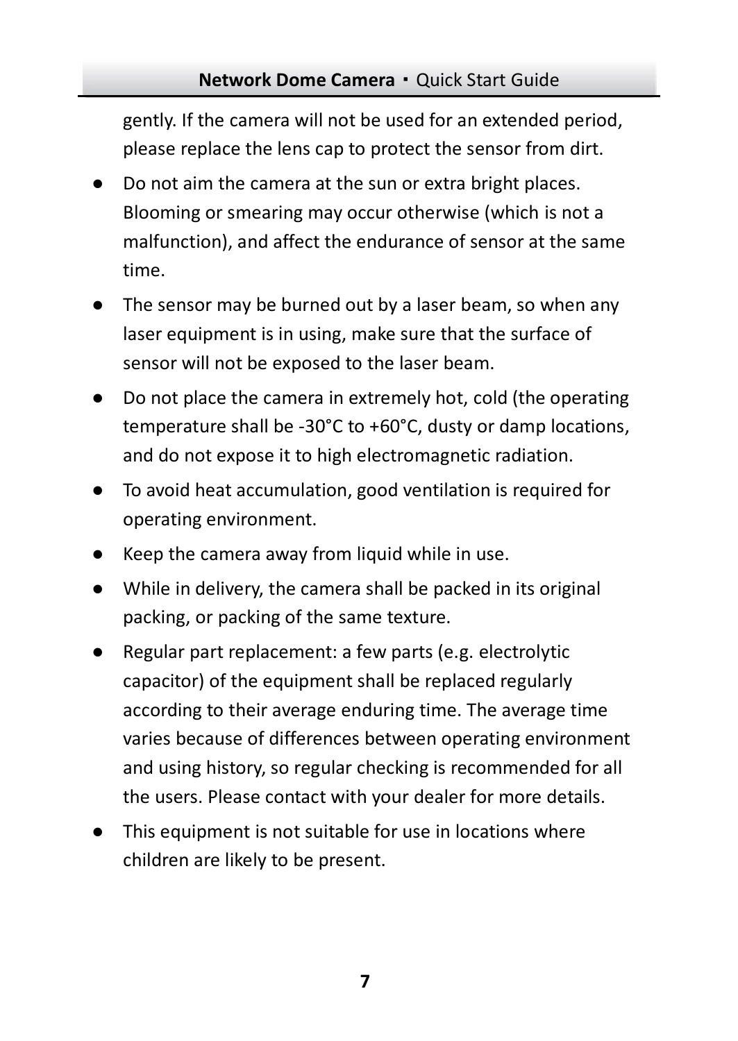gently. If the camera will not be used for an extended period, please replace the lens cap to protect the sensor from dirt.

- Do not aim the camera at the sun or extra bright places. Blooming or smearing may occur otherwise (which is not a malfunction), and affect the endurance of sensor at the same time.
- The sensor may be burned out by a laser beam, so when any laser equipment is in using, make sure that the surface of sensor will not be exposed to the laser beam.
- Do not place the camera in extremely hot, cold (the operating temperature shall be -30°C to +60°C, dusty or damp locations, and do not expose it to high electromagnetic radiation.
- To avoid heat accumulation, good ventilation is required for operating environment.
- Keep the camera away from liquid while in use.
- While in delivery, the camera shall be packed in its original packing, or packing of the same texture.
- Regular part replacement: a few parts (e.g. electrolytic capacitor) of the equipment shall be replaced regularly according to their average enduring time. The average time varies because of differences between operating environment and using history, so regular checking is recommended for all the users. Please contact with your dealer for more details.
- This equipment is not suitable for use in locations where children are likely to be present.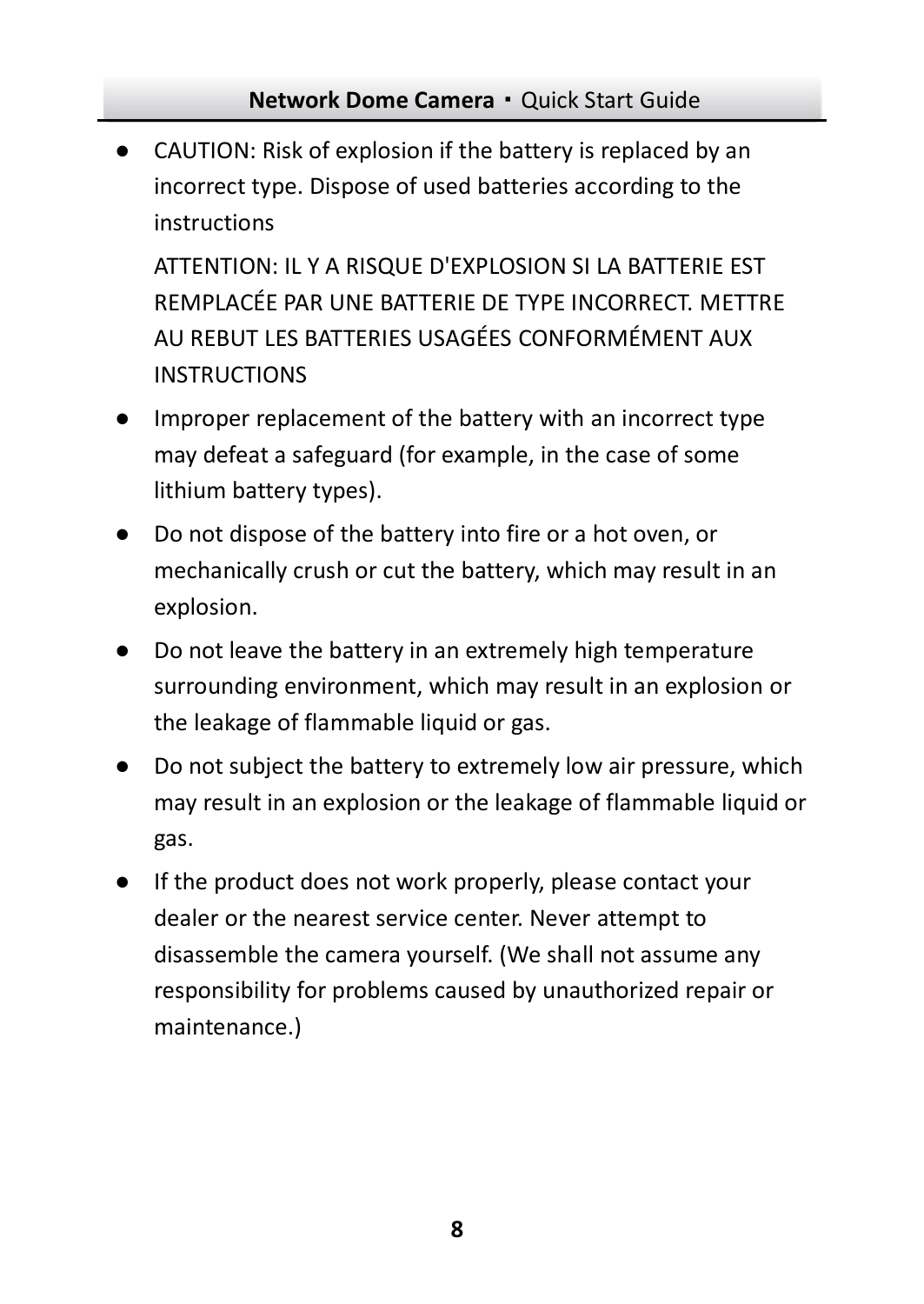- CAUTION: Risk of explosion if the battery is replaced by an incorrect type. Dispose of used batteries according to the instructions

  ATTENTION: IL Y A RISQUE D'EXPLOSION SI LA BATTERIE EST REMPLACÉE PAR UNE BATTERIE DE TYPE INCORRECT. METTRE AU REBUT LES BATTERIES USAGÉES CONFORMÉMENT AUX INSTRUCTIONS
- Improper replacement of the battery with an incorrect type may defeat a safeguard (for example, in the case of some lithium battery types).
- Do not dispose of the battery into fire or a hot oven, or mechanically crush or cut the battery, which may result in an explosion.
- Do not leave the battery in an extremely high temperature surrounding environment, which may result in an explosion or the leakage of flammable liquid or gas.
- Do not subject the battery to extremely low air pressure, which may result in an explosion or the leakage of flammable liquid or gas.
- If the product does not work properly, please contact your dealer or the nearest service center. Never attempt to disassemble the camera yourself. (We shall not assume any responsibility for problems caused by unauthorized repair or maintenance.)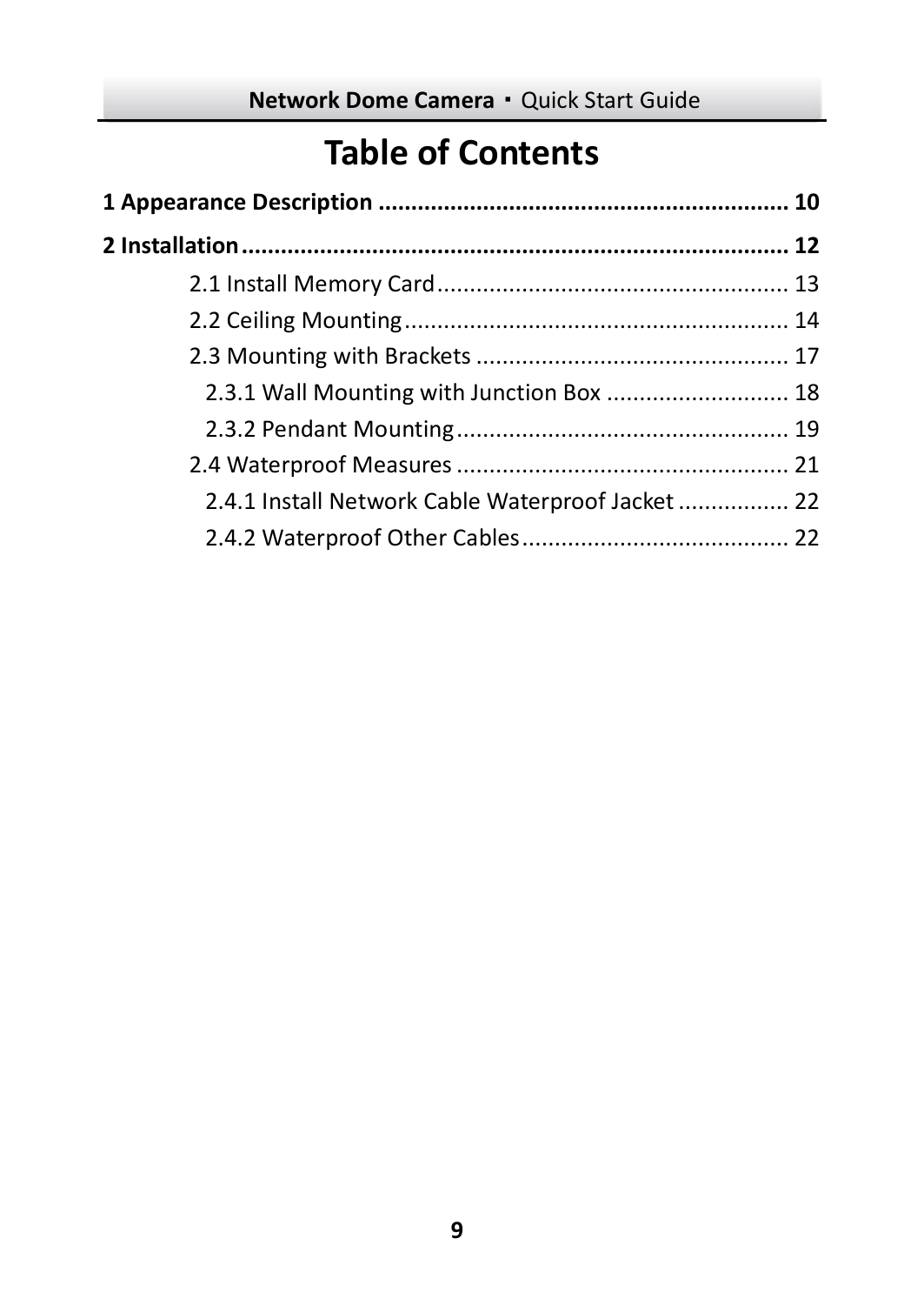# Table of Contents

**1 Appearance Description ............................................................... 10**

**2 Installation ................................................................................... 12**

- 2.1 Install Memory Card ...................................................... 13
- 2.2 Ceiling Mounting ........................................................... 14
- 2.3 Mounting with Brackets ................................................ 17
  - 2.3.1 Wall Mounting with Junction Box ............................ 18
  - 2.3.2 Pendant Mounting ................................................... 19
- 2.4 Waterproof Measures ................................................... 21
  - 2.4.1 Install Network Cable Waterproof Jacket ................. 22
  - 2.4.2 Waterproof Other Cables ......................................... 22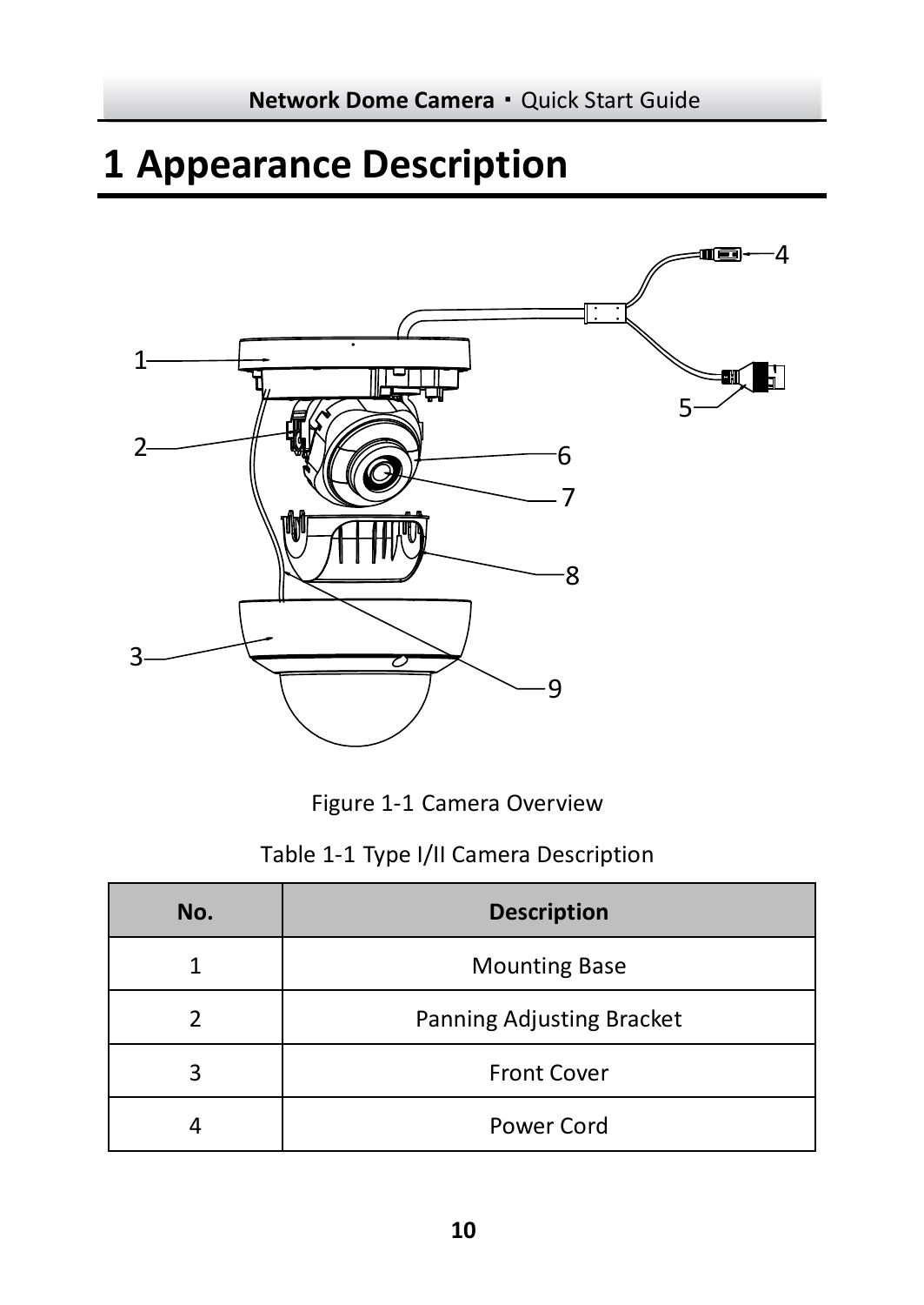# 1 Appearance Description

Figure 1-1 Camera Overview

Table 1-1 Type I/II Camera Description

| No. | Description |
| --- | --- |
| 1 | Mounting Base |
| 2 | Panning Adjusting Bracket |
| 3 | Front Cover |
| 4 | Power Cord |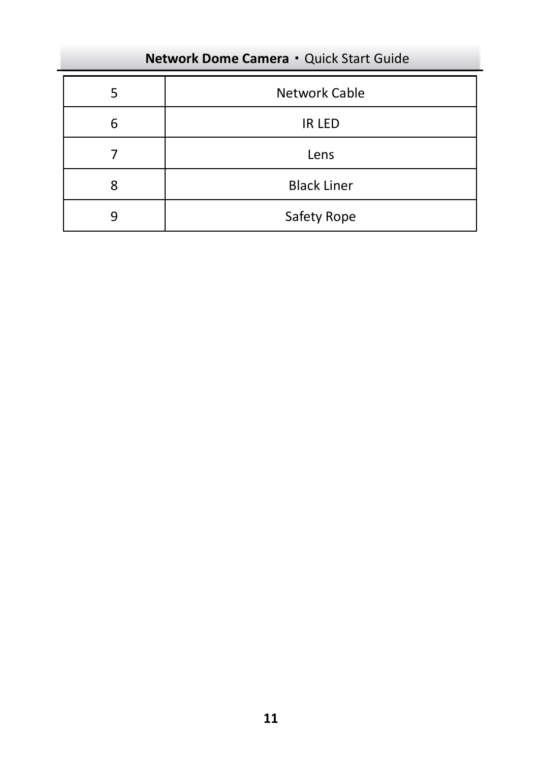| 5 | Network Cable |
|---|---|
| 6 | IR LED |
| 7 | Lens |
| 8 | Black Liner |
| 9 | Safety Rope |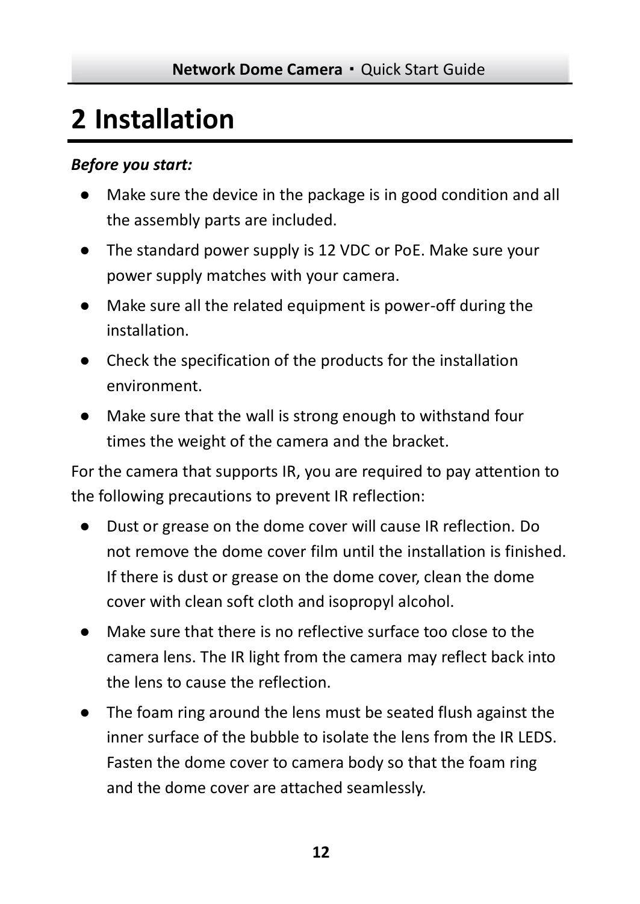# 2 Installation

***Before you start:***

- Make sure the device in the package is in good condition and all the assembly parts are included.
- The standard power supply is 12 VDC or PoE. Make sure your power supply matches with your camera.
- Make sure all the related equipment is power-off during the installation.
- Check the specification of the products for the installation environment.
- Make sure that the wall is strong enough to withstand four times the weight of the camera and the bracket.

For the camera that supports IR, you are required to pay attention to the following precautions to prevent IR reflection:

- Dust or grease on the dome cover will cause IR reflection. Do not remove the dome cover film until the installation is finished. If there is dust or grease on the dome cover, clean the dome cover with clean soft cloth and isopropyl alcohol.
- Make sure that there is no reflective surface too close to the camera lens. The IR light from the camera may reflect back into the lens to cause the reflection.
- The foam ring around the lens must be seated flush against the inner surface of the bubble to isolate the lens from the IR LEDS. Fasten the dome cover to camera body so that the foam ring and the dome cover are attached seamlessly.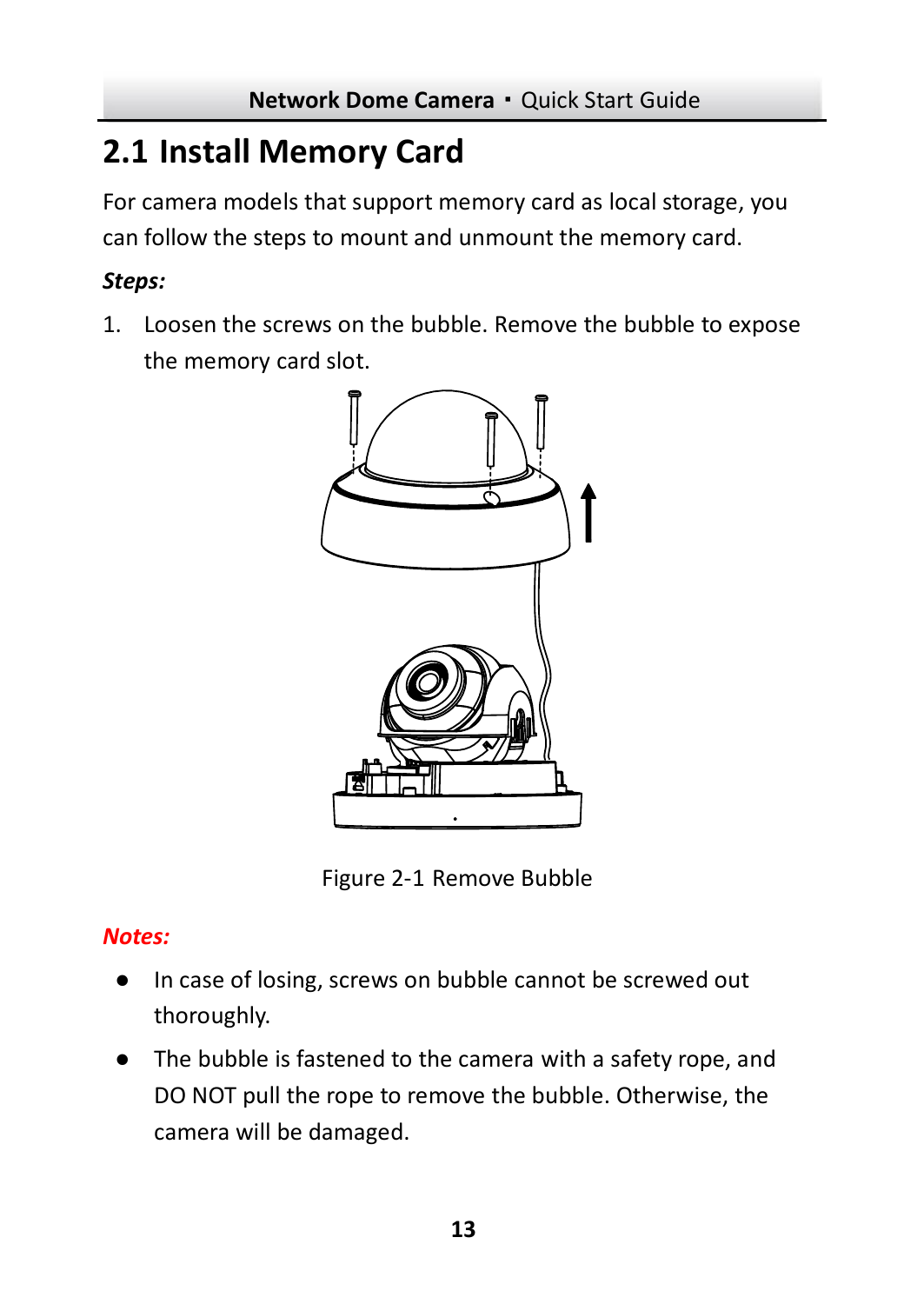## 2.1 Install Memory Card

For camera models that support memory card as local storage, you can follow the steps to mount and unmount the memory card.

***Steps:***

1. Loosen the screws on the bubble. Remove the bubble to expose the memory card slot.

Figure 2-1 Remove Bubble

***Notes:***

- In case of losing, screws on bubble cannot be screwed out thoroughly.
- The bubble is fastened to the camera with a safety rope, and DO NOT pull the rope to remove the bubble. Otherwise, the camera will be damaged.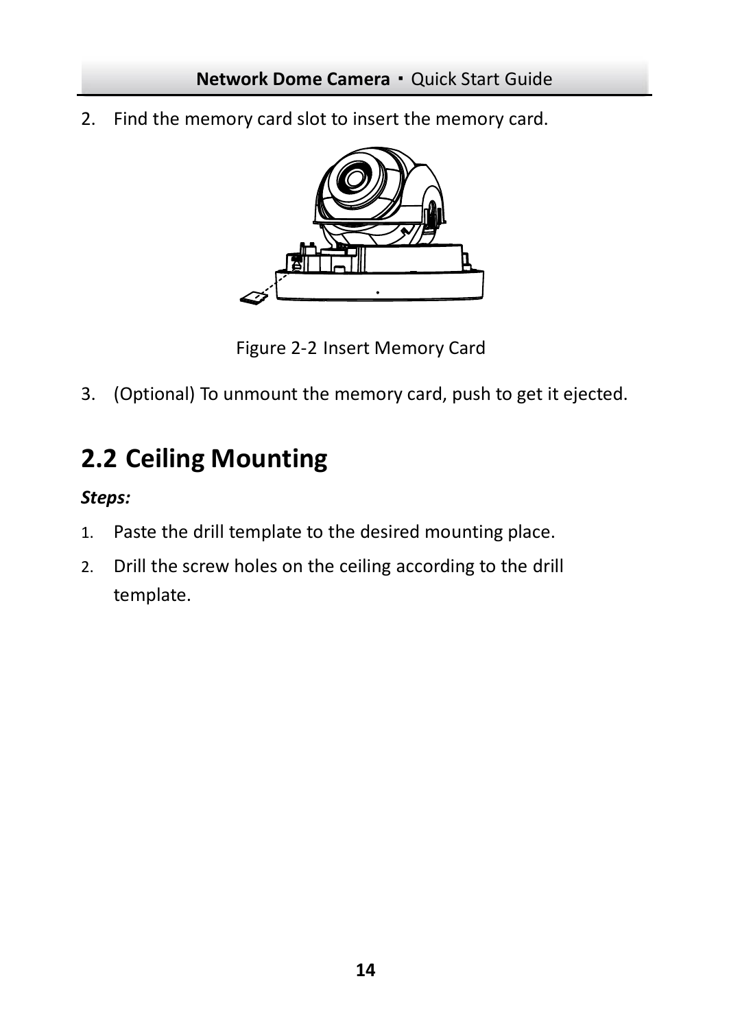2. Find the memory card slot to insert the memory card.

Figure 2-2 Insert Memory Card

3. (Optional) To unmount the memory card, push to get it ejected.

## 2.2 Ceiling Mounting

***Steps:***

1. Paste the drill template to the desired mounting place.
2. Drill the screw holes on the ceiling according to the drill template.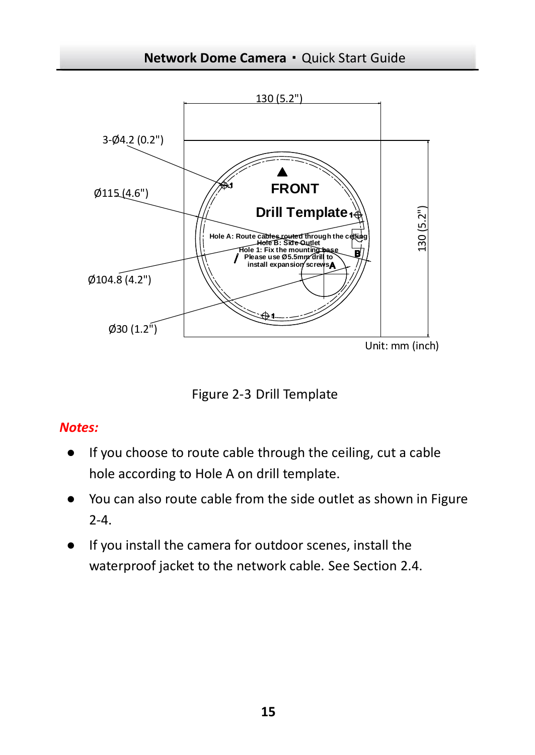130 (5.2")

3-Ø4.2 (0.2")

Ø115 (4.6")

Ø104.8 (4.2")

Ø30 (1.2")

130 (5.2")

FRONT

Drill Template

Hole A: Route cables routed through the ceiling

Hole B: Side Outlet

Hole 1: Fix the mounting base

Please use Ø5.5mm drill to install expansion screws

Unit: mm (inch)

Figure 2-3 Drill Template

***Notes:***

- If you choose to route cable through the ceiling, cut a cable hole according to Hole A on drill template.
- You can also route cable from the side outlet as shown in Figure 2-4.
- If you install the camera for outdoor scenes, install the waterproof jacket to the network cable. See Section 2.4.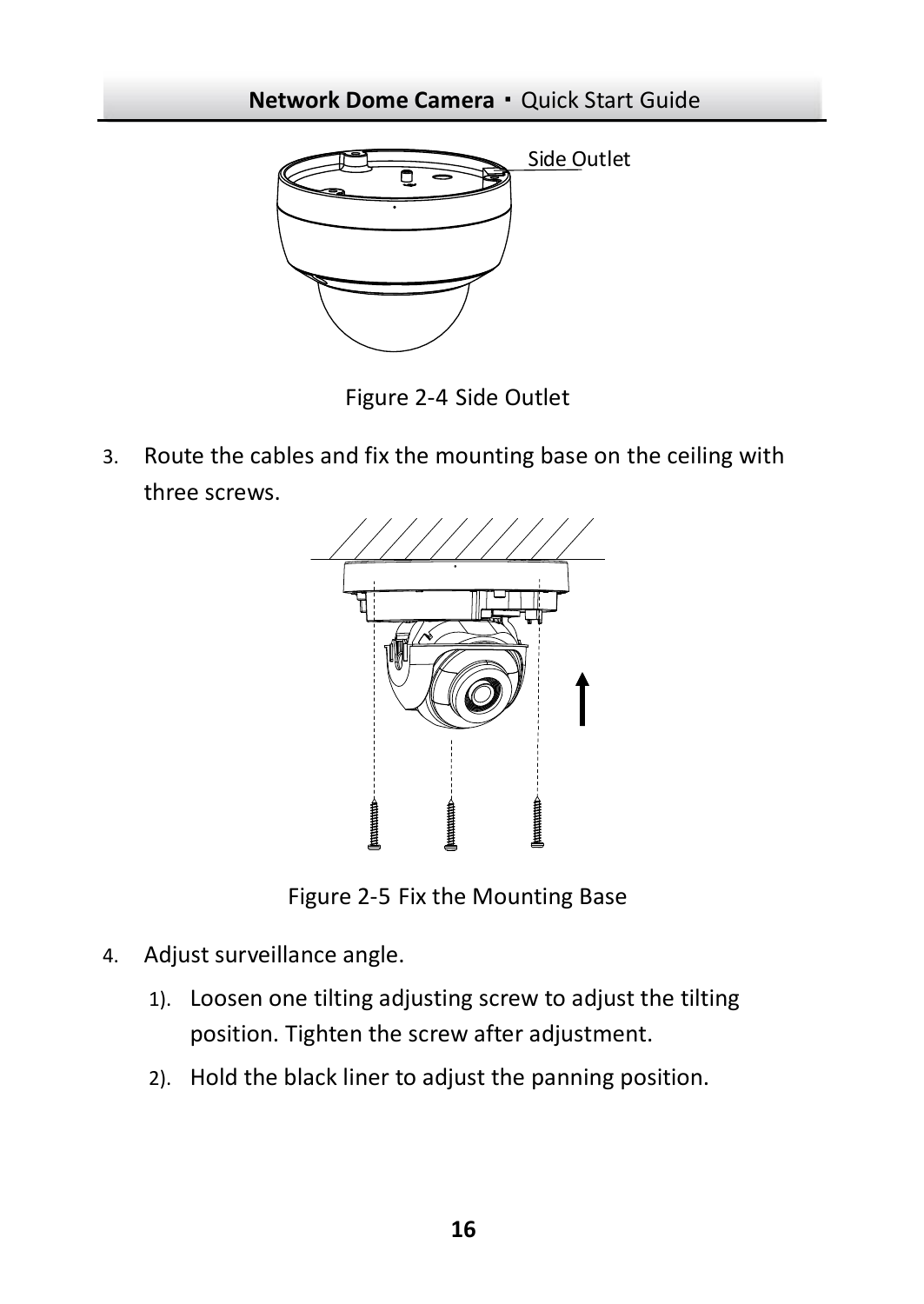Side Outlet

Figure 2-4 Side Outlet

3. Route the cables and fix the mounting base on the ceiling with three screws.

Figure 2-5 Fix the Mounting Base

4. Adjust surveillance angle.
   1). Loosen one tilting adjusting screw to adjust the tilting position. Tighten the screw after adjustment.
   2). Hold the black liner to adjust the panning position.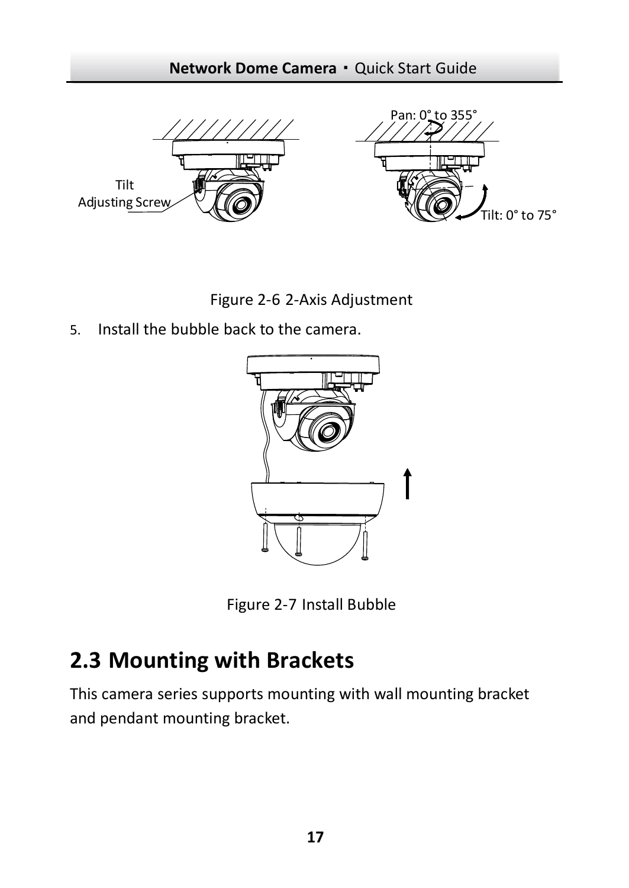Figure 2-6 2-Axis Adjustment

5. Install the bubble back to the camera.

Figure 2-7 Install Bubble

## 2.3 Mounting with Brackets

This camera series supports mounting with wall mounting bracket and pendant mounting bracket.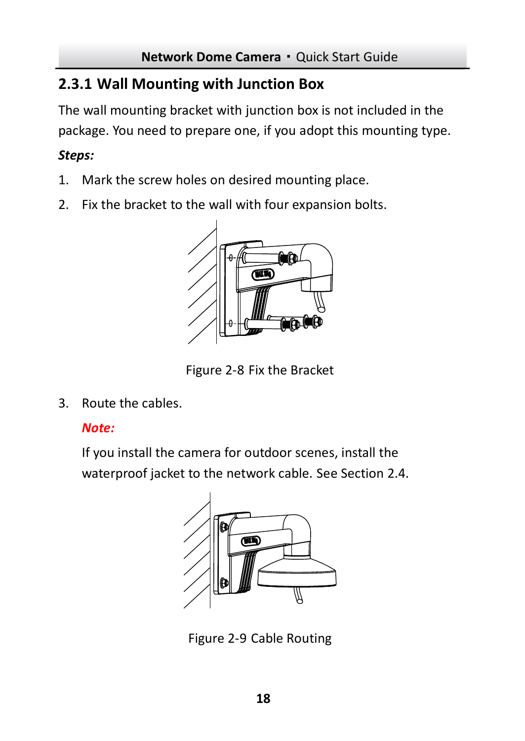### 2.3.1 Wall Mounting with Junction Box

The wall mounting bracket with junction box is not included in the package. You need to prepare one, if you adopt this mounting type.

***Steps:***

1. Mark the screw holes on desired mounting place.
2. Fix the bracket to the wall with four expansion bolts.

Figure 2-8 Fix the Bracket

3. Route the cables.

   ***Note:***

   If you install the camera for outdoor scenes, install the waterproof jacket to the network cable. See Section 2.4.

Figure 2-9 Cable Routing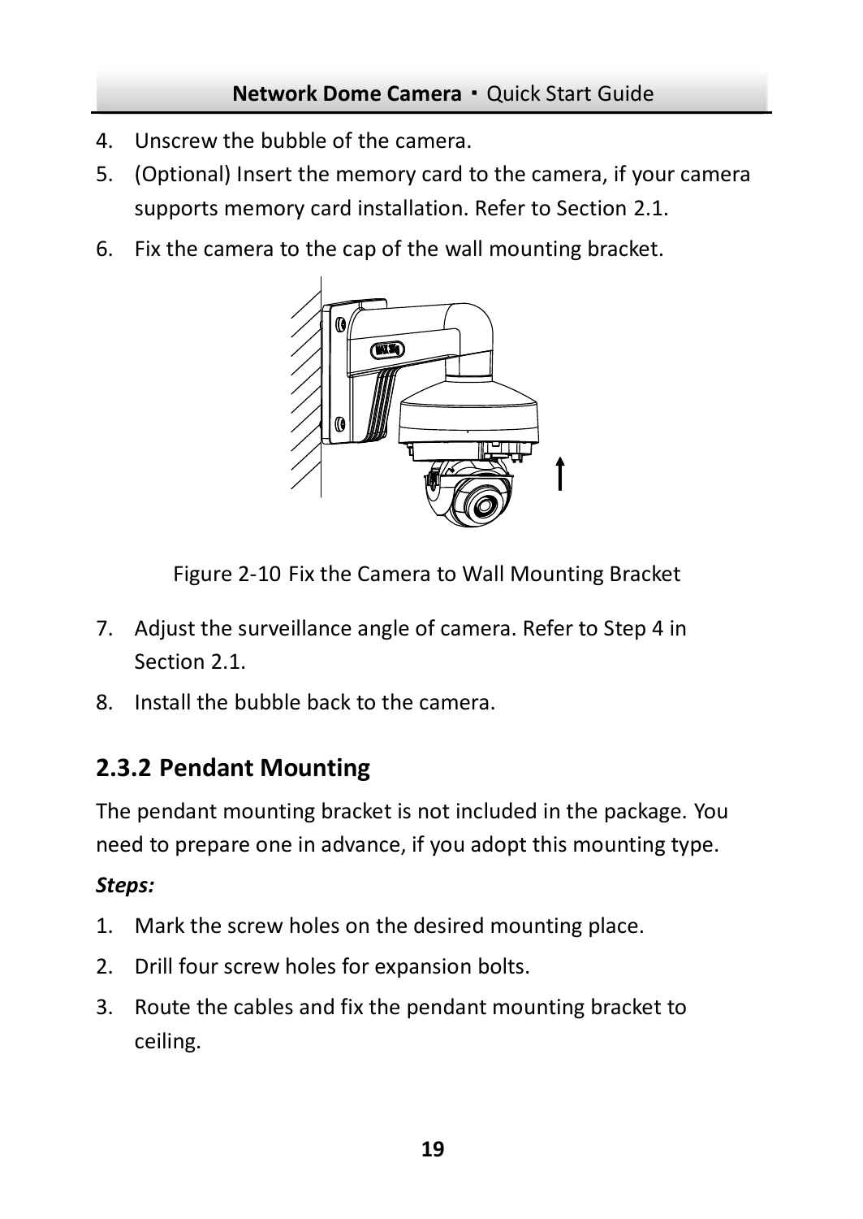4. Unscrew the bubble of the camera.
5. (Optional) Insert the memory card to the camera, if your camera supports memory card installation. Refer to Section 2.1.
6. Fix the camera to the cap of the wall mounting bracket.

Figure 2-10 Fix the Camera to Wall Mounting Bracket

7. Adjust the surveillance angle of camera. Refer to Step 4 in Section 2.1.
8. Install the bubble back to the camera.

### 2.3.2 Pendant Mounting

The pendant mounting bracket is not included in the package. You need to prepare one in advance, if you adopt this mounting type.

***Steps:***

1. Mark the screw holes on the desired mounting place.
2. Drill four screw holes for expansion bolts.
3. Route the cables and fix the pendant mounting bracket to ceiling.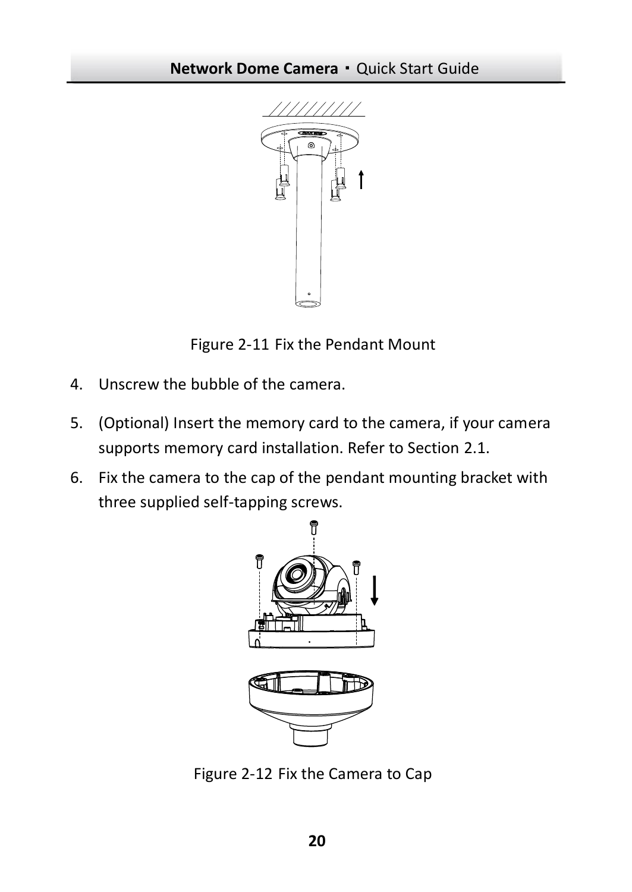Figure 2-11 Fix the Pendant Mount

4. Unscrew the bubble of the camera.
5. (Optional) Insert the memory card to the camera, if your camera supports memory card installation. Refer to Section 2.1.
6. Fix the camera to the cap of the pendant mounting bracket with three supplied self-tapping screws.

Figure 2-12 Fix the Camera to Cap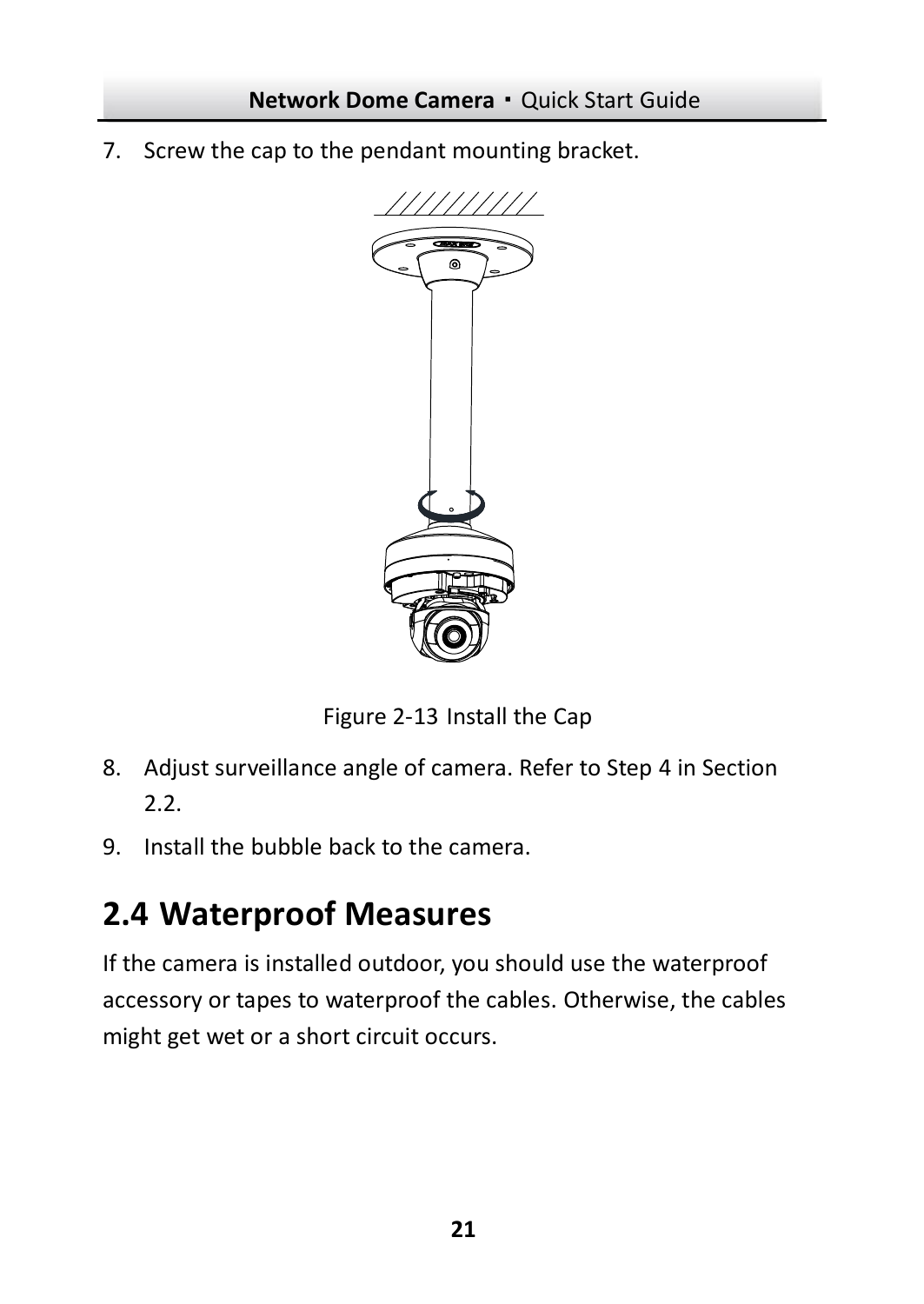7. Screw the cap to the pendant mounting bracket.

Figure 2-13 Install the Cap

8. Adjust surveillance angle of camera. Refer to Step 4 in Section 2.2.
9. Install the bubble back to the camera.

## 2.4 Waterproof Measures

If the camera is installed outdoor, you should use the waterproof accessory or tapes to waterproof the cables. Otherwise, the cables might get wet or a short circuit occurs.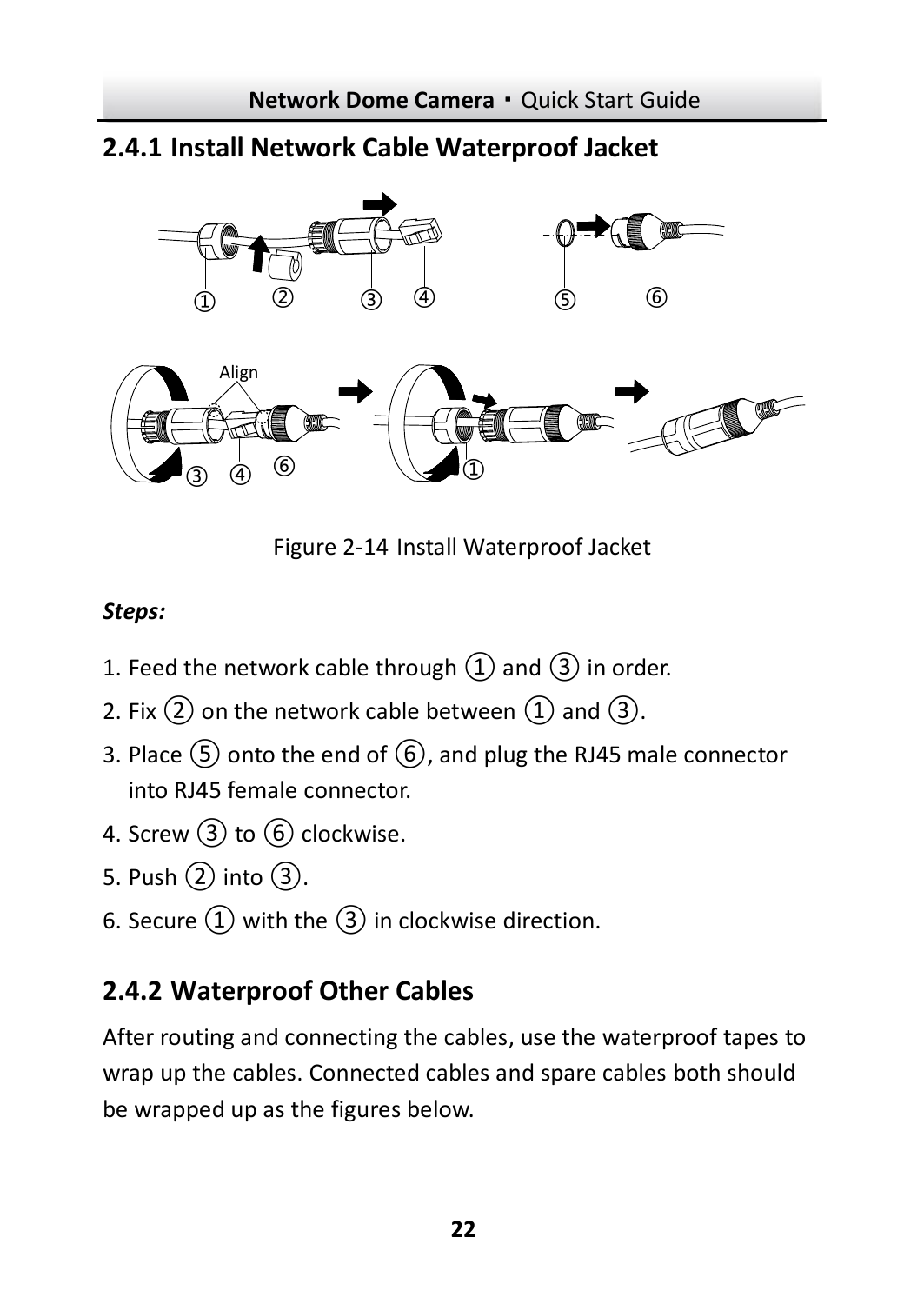## 2.4.1 Install Network Cable Waterproof Jacket

Figure 2-14 Install Waterproof Jacket

***Steps:***

1. Feed the network cable through ① and ③ in order.
2. Fix ② on the network cable between ① and ③.
3. Place ⑤ onto the end of ⑥, and plug the RJ45 male connector into RJ45 female connector.
4. Screw ③ to ⑥ clockwise.
5. Push ② into ③.
6. Secure ① with the ③ in clockwise direction.

## 2.4.2 Waterproof Other Cables

After routing and connecting the cables, use the waterproof tapes to wrap up the cables. Connected cables and spare cables both should be wrapped up as the figures below.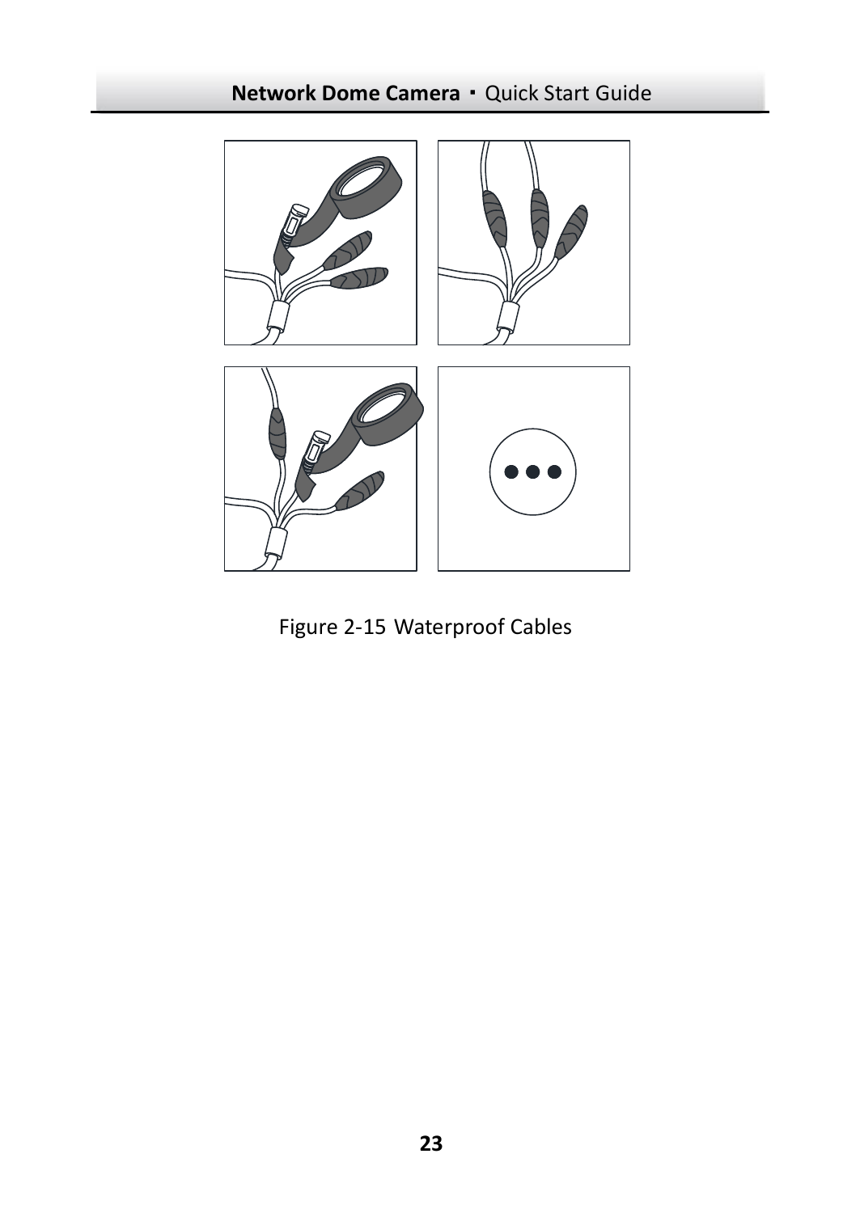Figure 2-15 Waterproof Cables